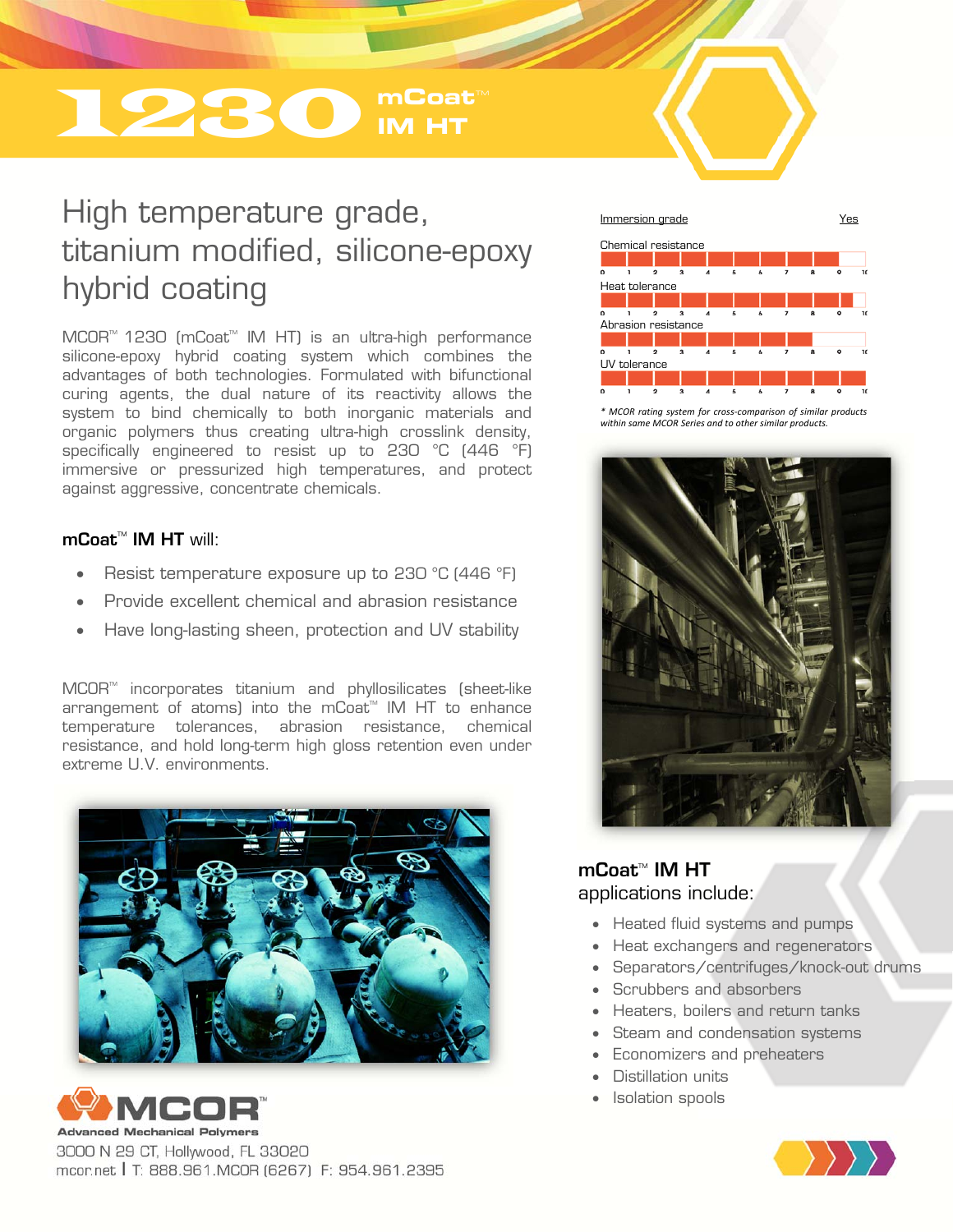# 1230 mCoat™ IM HT

## High temperature grade, titanium modified, silicone-epoxy hybrid coating

MCOR™ 1230 (mCoat™ IM HT) is an ultra-high performance silicone-epoxy hybrid coating system which combines the advantages of both technologies. Formulated with bifunctional curing agents, the dual nature of its reactivity allows the system to bind chemically to both inorganic materials and organic polymers thus creating ultra-high crosslink density, specifically engineered to resist up to 230 °C (446 °F) immersive or pressurized high temperatures, and protect against aggressive, concentrate chemicals.

**mCoat™ IM HT** will:

- Resist temperature exposure up to 230 °C (446 °F)
- Provide excellent chemical and abrasion resistance
- Have long-lasting sheen, protection and UV stability

MCOR™ incorporates titanium and phyllosilicates (sheet-like arrangement of atoms) into the mCoat™ IM HT to enhance temperature tolerances, abrasion resistance, chemical resistance, and hold long-term high gloss retention even under extreme U.V. environments.

Immersion grade: Yes

| Property | Rating (0–10) |
|---|---|
| Chemical resistance | 9 |
| Heat tolerance | 10 |
| Abrasion resistance | 8 |
| UV tolerance | 10 |

*\* MCOR rating system for cross-comparison of similar products within same MCOR Series and to other similar products.*

**mCoat™ IM HT**
applications include:

- Heated fluid systems and pumps
- Heat exchangers and regenerators
- Separators/centrifuges/knock-out drums
- Scrubbers and absorbers
- Heaters, boilers and return tanks
- Steam and condensation systems
- Economizers and preheaters
- Distillation units
- Isolation spools

**MCOR™** Advanced Mechanical Polymers
3000 N 29 CT, Hollywood, FL 33020
mcor.net | T: 888.961.MCOR (6267) F: 954.961.2395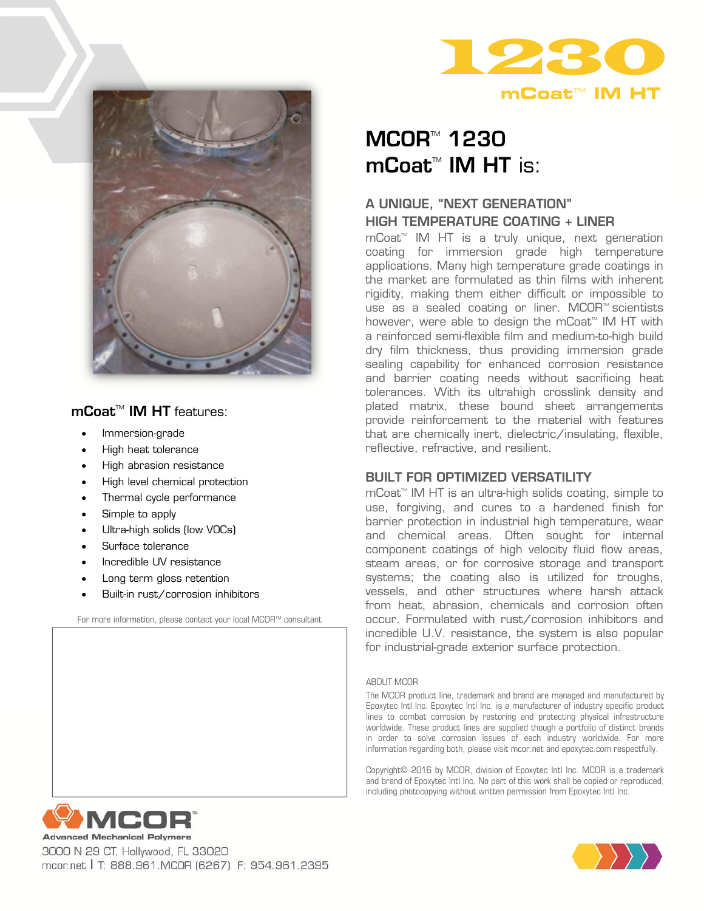# 1230

## mCoat™ IM HT

# MCOR™ 1230 mCoat™ IM HT is:

### A UNIQUE, "NEXT GENERATION" HIGH TEMPERATURE COATING + LINER

mCoat™ IM HT is a truly unique, next generation coating for immersion grade high temperature applications. Many high temperature grade coatings in the market are formulated as thin films with inherent rigidity, making them either difficult or impossible to use as a sealed coating or liner. MCOR™ scientists however, were able to design the mCoat™ IM HT with a reinforced semi-flexible film and medium-to-high build dry film thickness, thus providing immersion grade sealing capability for enhanced corrosion resistance and barrier coating needs without sacrificing heat tolerances. With its ultrahigh crosslink density and plated matrix, these bound sheet arrangements provide reinforcement to the material with features that are chemically inert, dielectric/insulating, flexible, reflective, refractive, and resilient.

### BUILT FOR OPTIMIZED VERSATILITY

mCoat™ IM HT is an ultra-high solids coating, simple to use, forgiving, and cures to a hardened finish for barrier protection in industrial high temperature, wear and chemical areas. Often sought for internal component coatings of high velocity fluid flow areas, steam areas, or for corrosive storage and transport systems; the coating also is utilized for troughs, vessels, and other structures where harsh attack from heat, abrasion, chemicals and corrosion often occur. Formulated with rust/corrosion inhibitors and incredible U.V. resistance, the system is also popular for industrial-grade exterior surface protection.

### mCoat™ IM HT features:

- Immersion-grade
- High heat tolerance
- High abrasion resistance
- High level chemical protection
- Thermal cycle performance
- Simple to apply
- Ultra-high solids (low VOCs)
- Surface tolerance
- Incredible UV resistance
- Long term gloss retention
- Built-in rust/corrosion inhibitors

For more information, please contact your local MCOR™ consultant

ABOUT MCOR

The MCOR product line, trademark and brand are managed and manufactured by Epoxytec Intl Inc. Epoxytec Intl Inc. is a manufacturer of industry specific product lines to combat corrosion by restoring and protecting physical infrastructure worldwide. These product lines are supplied though a portfolio of distinct brands in order to solve corrosion issues of each industry worldwide. For more information regarding both, please visit mcor.net and epoxytec.com respectfully.

Copyright© 2016 by MCOR, division of Epoxytec Intl Inc. MCOR is a trademark and brand of Epoxytec Intl Inc. No part of this work shall be copied or reproduced, including photocopying without written permission from Epoxytec Intl Inc.

MCOR™
Advanced Mechanical Polymers
3000 N 29 CT, Hollywood, FL 33020
mcor.net | T: 888.961.MCOR (6267) F: 954.961.2395